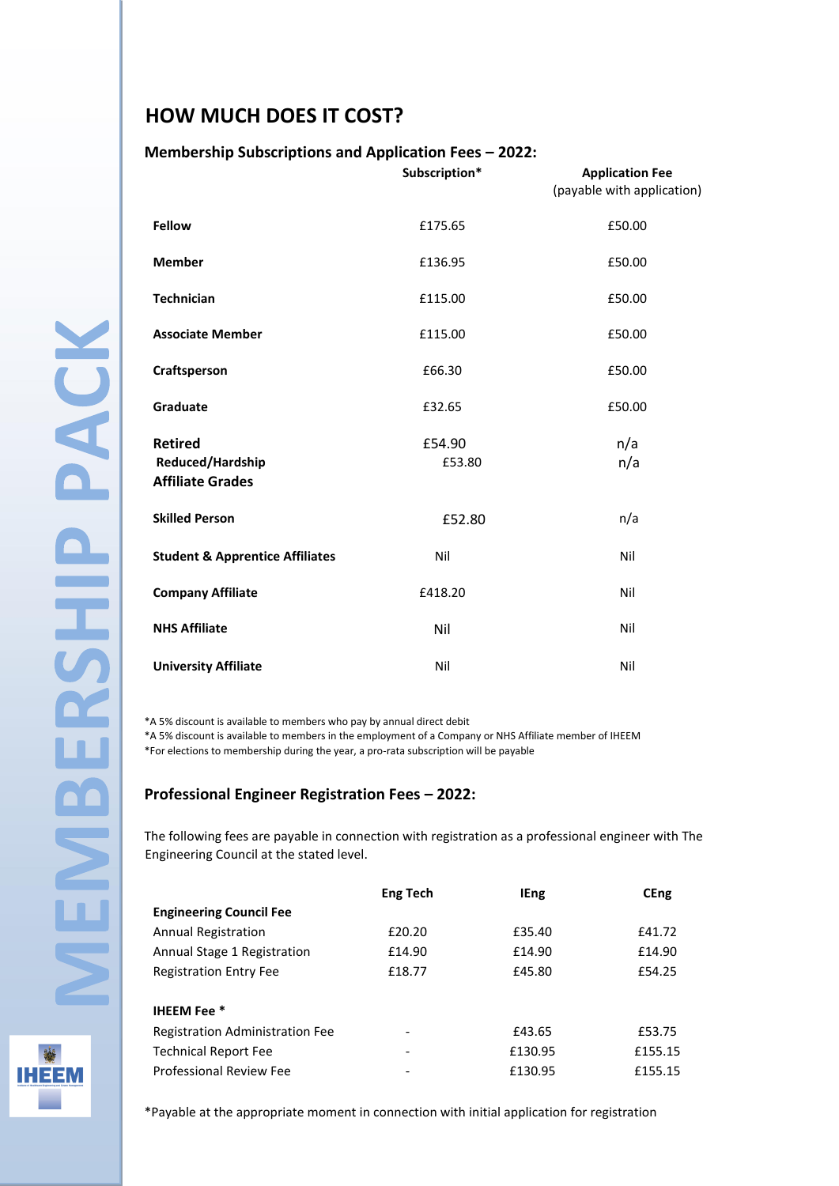## HOW MUCH DOES IT COST?

### Membership Subscriptions and Application Fees – 2022:

| | Subscription* | Application Fee (payable with application) |
|---|---|---|
| **Fellow** | £175.65 | £50.00 |
| **Member** | £136.95 | £50.00 |
| **Technician** | £115.00 | £50.00 |
| **Associate Member** | £115.00 | £50.00 |
| **Craftsperson** | £66.30 | £50.00 |
| **Graduate** | £32.65 | £50.00 |
| **Retired** | £54.90 | n/a |
| **Reduced/Hardship** | £53.80 | n/a |
| **Affiliate Grades** | | |
| **Skilled Person** | £52.80 | n/a |
| **Student & Apprentice Affiliates** | Nil | Nil |
| **Company Affiliate** | £418.20 | Nil |
| **NHS Affiliate** | Nil | Nil |
| **University Affiliate** | Nil | Nil |

*A 5% discount is available to members who pay by annual direct debit
*A 5% discount is available to members in the employment of a Company or NHS Affiliate member of IHEEM
*For elections to membership during the year, a pro-rata subscription will be payable

### Professional Engineer Registration Fees – 2022:

The following fees are payable in connection with registration as a professional engineer with The Engineering Council at the stated level.

| | Eng Tech | IEng | CEng |
|---|---|---|---|
| **Engineering Council Fee** | | | |
| Annual Registration | £20.20 | £35.40 | £41.72 |
| Annual Stage 1 Registration | £14.90 | £14.90 | £14.90 |
| Registration Entry Fee | £18.77 | £45.80 | £54.25 |
| **IHEEM Fee *** | | | |
| Registration Administration Fee | - | £43.65 | £53.75 |
| Technical Report Fee | - | £130.95 | £155.15 |
| Professional Review Fee | - | £130.95 | £155.15 |

*Payable at the appropriate moment in connection with initial application for registration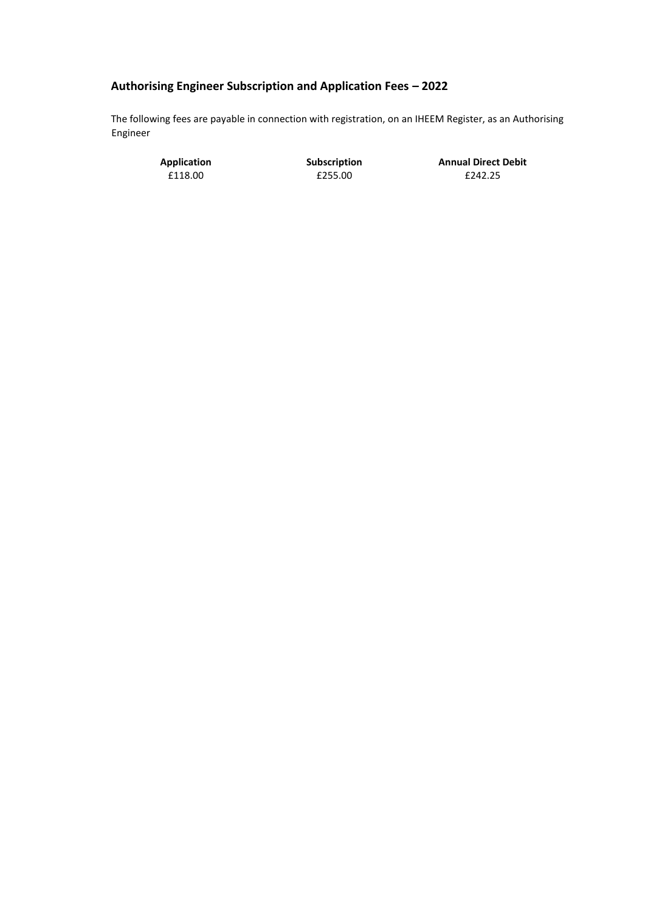## Authorising Engineer Subscription and Application Fees – 2022

The following fees are payable in connection with registration, on an IHEEM Register, as an Authorising Engineer

| Application | Subscription | Annual Direct Debit |
|---|---|---|
| £118.00 | £255.00 | £242.25 |